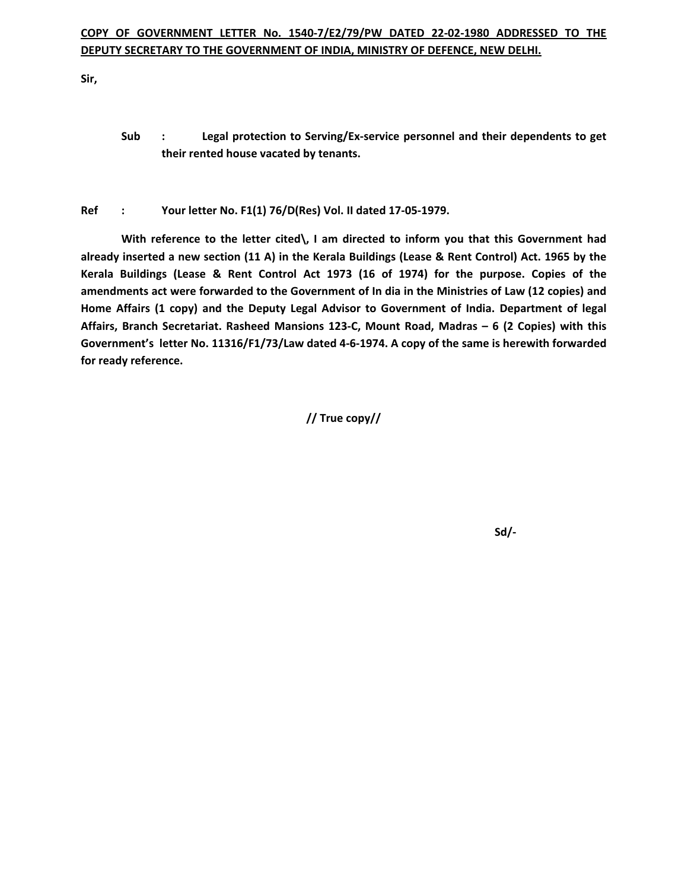**COPY OF GOVERNMENT LETTER No. 1540-7/E2/79/PW DATED 22-02-1980 ADDRESSED TO THE DEPUTY SECRETARY TO THE GOVERNMENT OF INDIA, MINISTRY OF DEFENCE, NEW DELHI.**

**Sir,**

**Sub : Legal protection to Serving/Ex-service personnel and their dependents to get their rented house vacated by tenants.**

**Ref : Your letter No. F1(1) 76/D(Res) Vol. II dated 17-05-1979.**

**With reference to the letter cited\, I am directed to inform you that this Government had already inserted a new section (11 A) in the Kerala Buildings (Lease & Rent Control) Act. 1965 by the Kerala Buildings (Lease & Rent Control Act 1973 (16 of 1974) for the purpose. Copies of the amendments act were forwarded to the Government of In dia in the Ministries of Law (12 copies) and Home Affairs (1 copy) and the Deputy Legal Advisor to Government of India. Department of legal Affairs, Branch Secretariat. Rasheed Mansions 123-C, Mount Road, Madras – 6 (2 Copies) with this Government's letter No. 11316/F1/73/Law dated 4-6-1974. A copy of the same is herewith forwarded for ready reference.**

**// True copy//**

**Sd/-**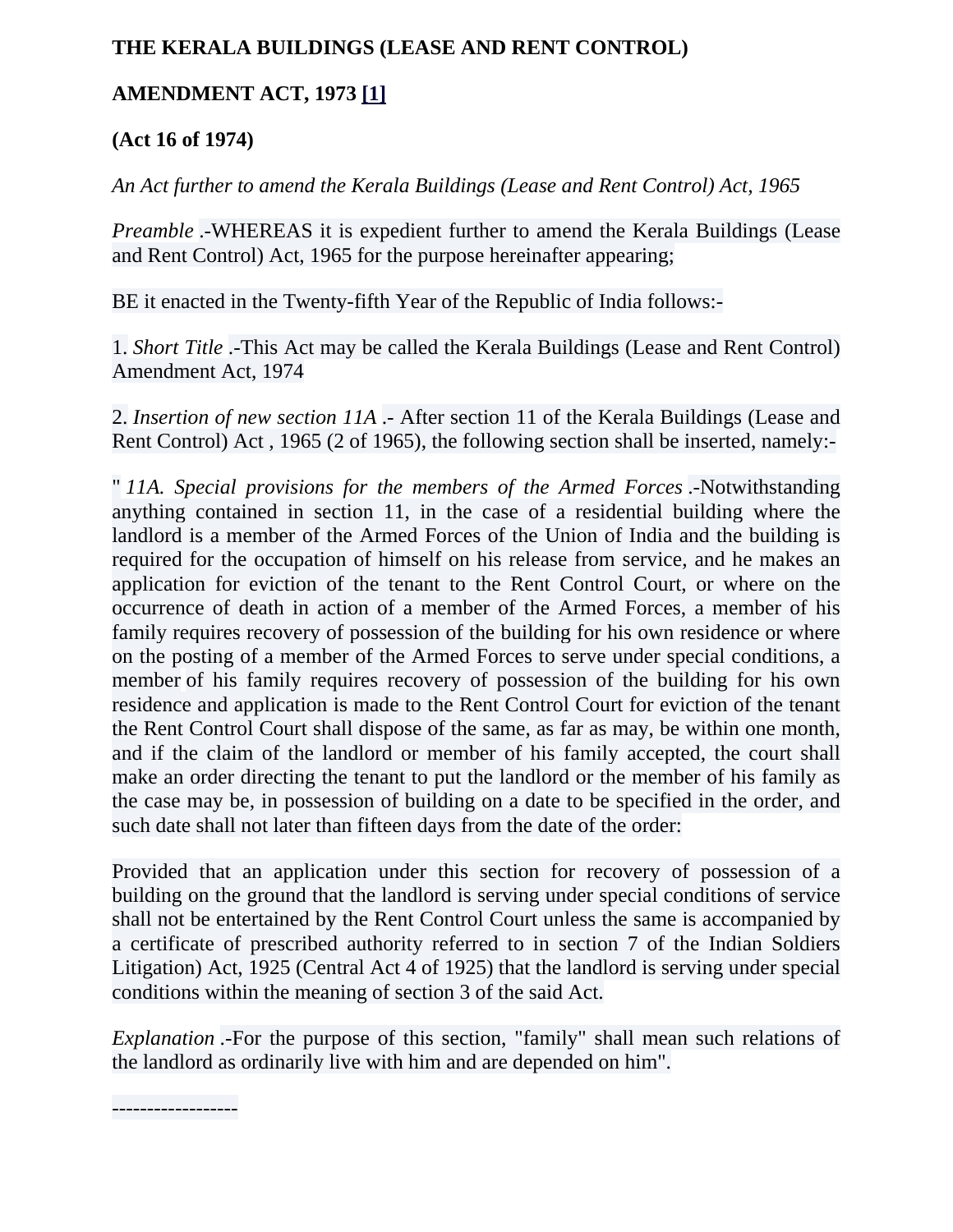**THE KERALA BUILDINGS (LEASE AND RENT CONTROL)**

**AMENDMENT ACT, 1973 [1]**

**(Act 16 of 1974)**

*An Act further to amend the Kerala Buildings (Lease and Rent Control) Act, 1965*

*Preamble* .-WHEREAS it is expedient further to amend the Kerala Buildings (Lease and Rent Control) Act, 1965 for the purpose hereinafter appearing;

BE it enacted in the Twenty-fifth Year of the Republic of India follows:-

1. *Short Title* .-This Act may be called the Kerala Buildings (Lease and Rent Control) Amendment Act, 1974

2. *Insertion of new section 11A* .- After section 11 of the Kerala Buildings (Lease and Rent Control) Act , 1965 (2 of 1965), the following section shall be inserted, namely:-

" *11A. Special provisions for the members of the Armed Forces* .-Notwithstanding anything contained in section 11, in the case of a residential building where the landlord is a member of the Armed Forces of the Union of India and the building is required for the occupation of himself on his release from service, and he makes an application for eviction of the tenant to the Rent Control Court, or where on the occurrence of death in action of a member of the Armed Forces, a member of his family requires recovery of possession of the building for his own residence or where on the posting of a member of the Armed Forces to serve under special conditions, a member of his family requires recovery of possession of the building for his own residence and application is made to the Rent Control Court for eviction of the tenant the Rent Control Court shall dispose of the same, as far as may, be within one month, and if the claim of the landlord or member of his family accepted, the court shall make an order directing the tenant to put the landlord or the member of his family as the case may be, in possession of building on a date to be specified in the order, and such date shall not later than fifteen days from the date of the order:

Provided that an application under this section for recovery of possession of a building on the ground that the landlord is serving under special conditions of service shall not be entertained by the Rent Control Court unless the same is accompanied by a certificate of prescribed authority referred to in section 7 of the Indian Soldiers Litigation) Act, 1925 (Central Act 4 of 1925) that the landlord is serving under special conditions within the meaning of section 3 of the said Act.

*Explanation* .-For the purpose of this section, "family" shall mean such relations of the landlord as ordinarily live with him and are depended on him".

------------------